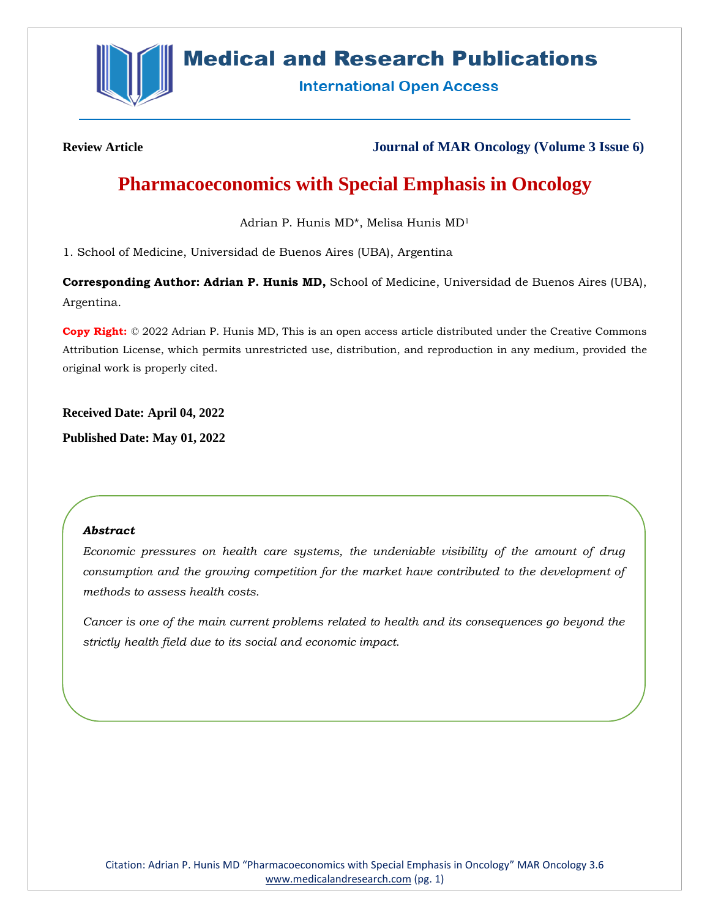**Review Article** **Journal of MAR Oncology (Volume 3 Issue 6)**

# Pharmacoeconomics with Special Emphasis in Oncology

Adrian P. Hunis MD*, Melisa Hunis MD[1]

1. School of Medicine, Universidad de Buenos Aires (UBA), Argentina

**Corresponding Author: Adrian P. Hunis MD,** School of Medicine, Universidad de Buenos Aires (UBA), Argentina.

**Copy Right:** © 2022 Adrian P. Hunis MD, This is an open access article distributed under the Creative Commons Attribution License, which permits unrestricted use, distribution, and reproduction in any medium, provided the original work is properly cited.

**Received Date: April 04, 2022**

**Published Date: May 01, 2022**

***Abstract***

*Economic pressures on health care systems, the undeniable visibility of the amount of drug consumption and the growing competition for the market have contributed to the development of methods to assess health costs.*

*Cancer is one of the main current problems related to health and its consequences go beyond the strictly health field due to its social and economic impact.*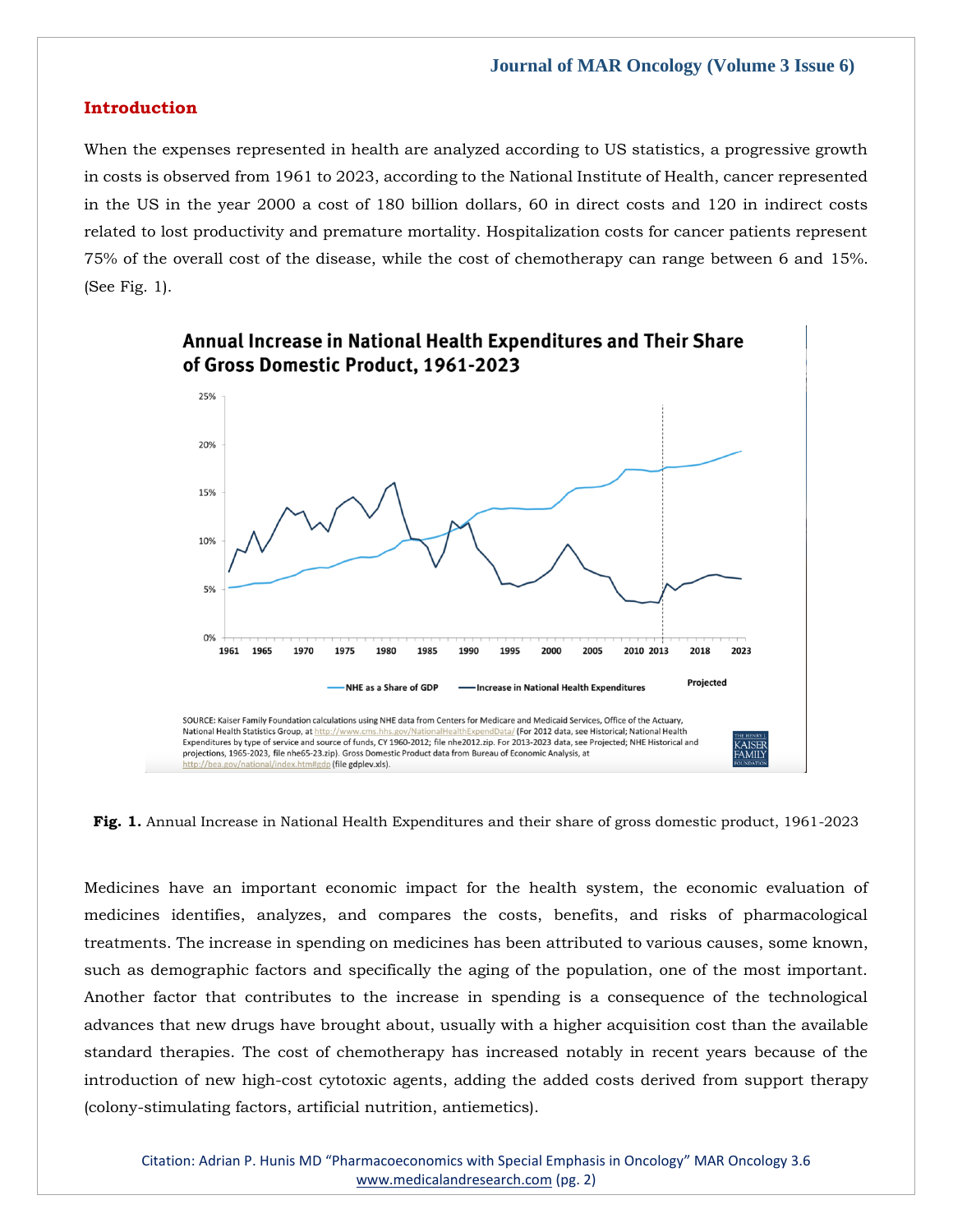## Introduction

When the expenses represented in health are analyzed according to US statistics, a progressive growth in costs is observed from 1961 to 2023, according to the National Institute of Health, cancer represented in the US in the year 2000 a cost of 180 billion dollars, 60 in direct costs and 120 in indirect costs related to lost productivity and premature mortality. Hospitalization costs for cancer patients represent 75% of the overall cost of the disease, while the cost of chemotherapy can range between 6 and 15%. (See Fig. 1).

**Fig. 1.** Annual Increase in National Health Expenditures and their share of gross domestic product, 1961-2023

Medicines have an important economic impact for the health system, the economic evaluation of medicines identifies, analyzes, and compares the costs, benefits, and risks of pharmacological treatments. The increase in spending on medicines has been attributed to various causes, some known, such as demographic factors and specifically the aging of the population, one of the most important. Another factor that contributes to the increase in spending is a consequence of the technological advances that new drugs have brought about, usually with a higher acquisition cost than the available standard therapies. The cost of chemotherapy has increased notably in recent years because of the introduction of new high-cost cytotoxic agents, adding the added costs derived from support therapy (colony-stimulating factors, artificial nutrition, antiemetics).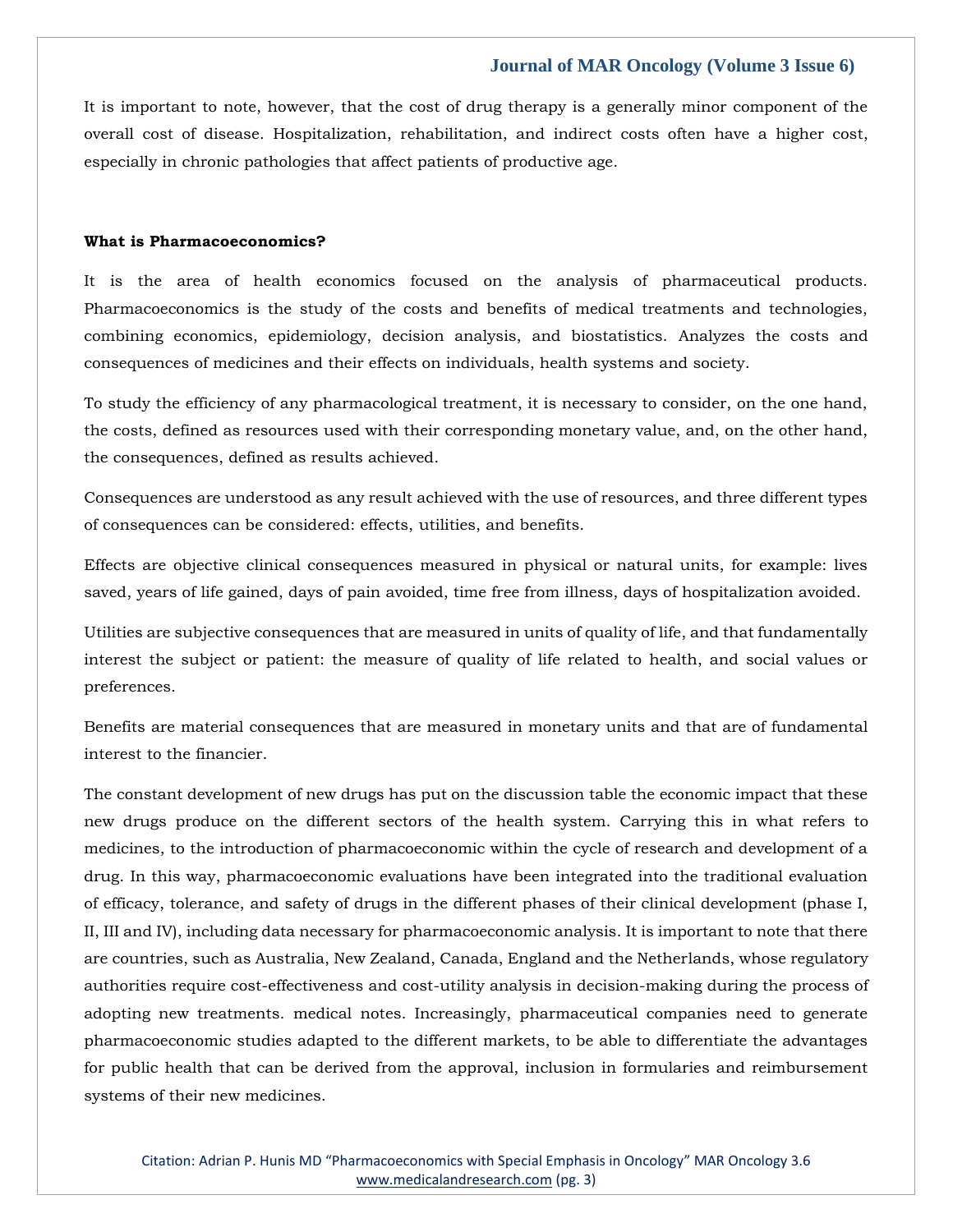It is important to note, however, that the cost of drug therapy is a generally minor component of the overall cost of disease. Hospitalization, rehabilitation, and indirect costs often have a higher cost, especially in chronic pathologies that affect patients of productive age.

**What is Pharmacoeconomics?**

It is the area of health economics focused on the analysis of pharmaceutical products. Pharmacoeconomics is the study of the costs and benefits of medical treatments and technologies, combining economics, epidemiology, decision analysis, and biostatistics. Analyzes the costs and consequences of medicines and their effects on individuals, health systems and society.

To study the efficiency of any pharmacological treatment, it is necessary to consider, on the one hand, the costs, defined as resources used with their corresponding monetary value, and, on the other hand, the consequences, defined as results achieved.

Consequences are understood as any result achieved with the use of resources, and three different types of consequences can be considered: effects, utilities, and benefits.

Effects are objective clinical consequences measured in physical or natural units, for example: lives saved, years of life gained, days of pain avoided, time free from illness, days of hospitalization avoided.

Utilities are subjective consequences that are measured in units of quality of life, and that fundamentally interest the subject or patient: the measure of quality of life related to health, and social values or preferences.

Benefits are material consequences that are measured in monetary units and that are of fundamental interest to the financier.

The constant development of new drugs has put on the discussion table the economic impact that these new drugs produce on the different sectors of the health system. Carrying this in what refers to medicines, to the introduction of pharmacoeconomic within the cycle of research and development of a drug. In this way, pharmacoeconomic evaluations have been integrated into the traditional evaluation of efficacy, tolerance, and safety of drugs in the different phases of their clinical development (phase I, II, III and IV), including data necessary for pharmacoeconomic analysis. It is important to note that there are countries, such as Australia, New Zealand, Canada, England and the Netherlands, whose regulatory authorities require cost-effectiveness and cost-utility analysis in decision-making during the process of adopting new treatments. medical notes. Increasingly, pharmaceutical companies need to generate pharmacoeconomic studies adapted to the different markets, to be able to differentiate the advantages for public health that can be derived from the approval, inclusion in formularies and reimbursement systems of their new medicines.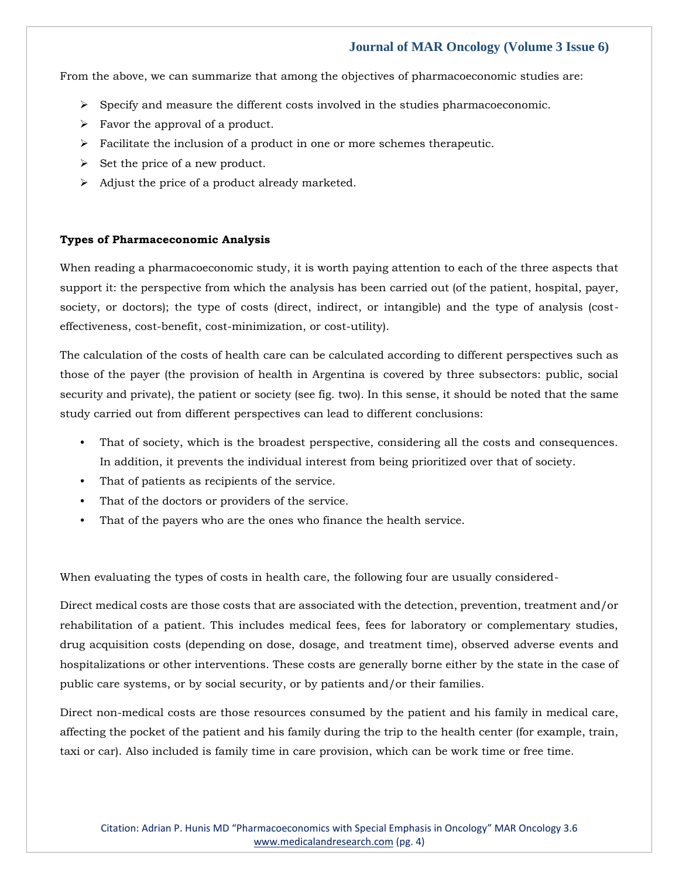From the above, we can summarize that among the objectives of pharmacoeconomic studies are:

- Specify and measure the different costs involved in the studies pharmacoeconomic.
- Favor the approval of a product.
- Facilitate the inclusion of a product in one or more schemes therapeutic.
- Set the price of a new product.
- Adjust the price of a product already marketed.

**Types of Pharmaceconomic Analysis**

When reading a pharmacoeconomic study, it is worth paying attention to each of the three aspects that support it: the perspective from which the analysis has been carried out (of the patient, hospital, payer, society, or doctors); the type of costs (direct, indirect, or intangible) and the type of analysis (cost-effectiveness, cost-benefit, cost-minimization, or cost-utility).

The calculation of the costs of health care can be calculated according to different perspectives such as those of the payer (the provision of health in Argentina is covered by three subsectors: public, social security and private), the patient or society (see fig. two). In this sense, it should be noted that the same study carried out from different perspectives can lead to different conclusions:

- That of society, which is the broadest perspective, considering all the costs and consequences. In addition, it prevents the individual interest from being prioritized over that of society.
- That of patients as recipients of the service.
- That of the doctors or providers of the service.
- That of the payers who are the ones who finance the health service.

When evaluating the types of costs in health care, the following four are usually considered-

Direct medical costs are those costs that are associated with the detection, prevention, treatment and/or rehabilitation of a patient. This includes medical fees, fees for laboratory or complementary studies, drug acquisition costs (depending on dose, dosage, and treatment time), observed adverse events and hospitalizations or other interventions. These costs are generally borne either by the state in the case of public care systems, or by social security, or by patients and/or their families.

Direct non-medical costs are those resources consumed by the patient and his family in medical care, affecting the pocket of the patient and his family during the trip to the health center (for example, train, taxi or car). Also included is family time in care provision, which can be work time or free time.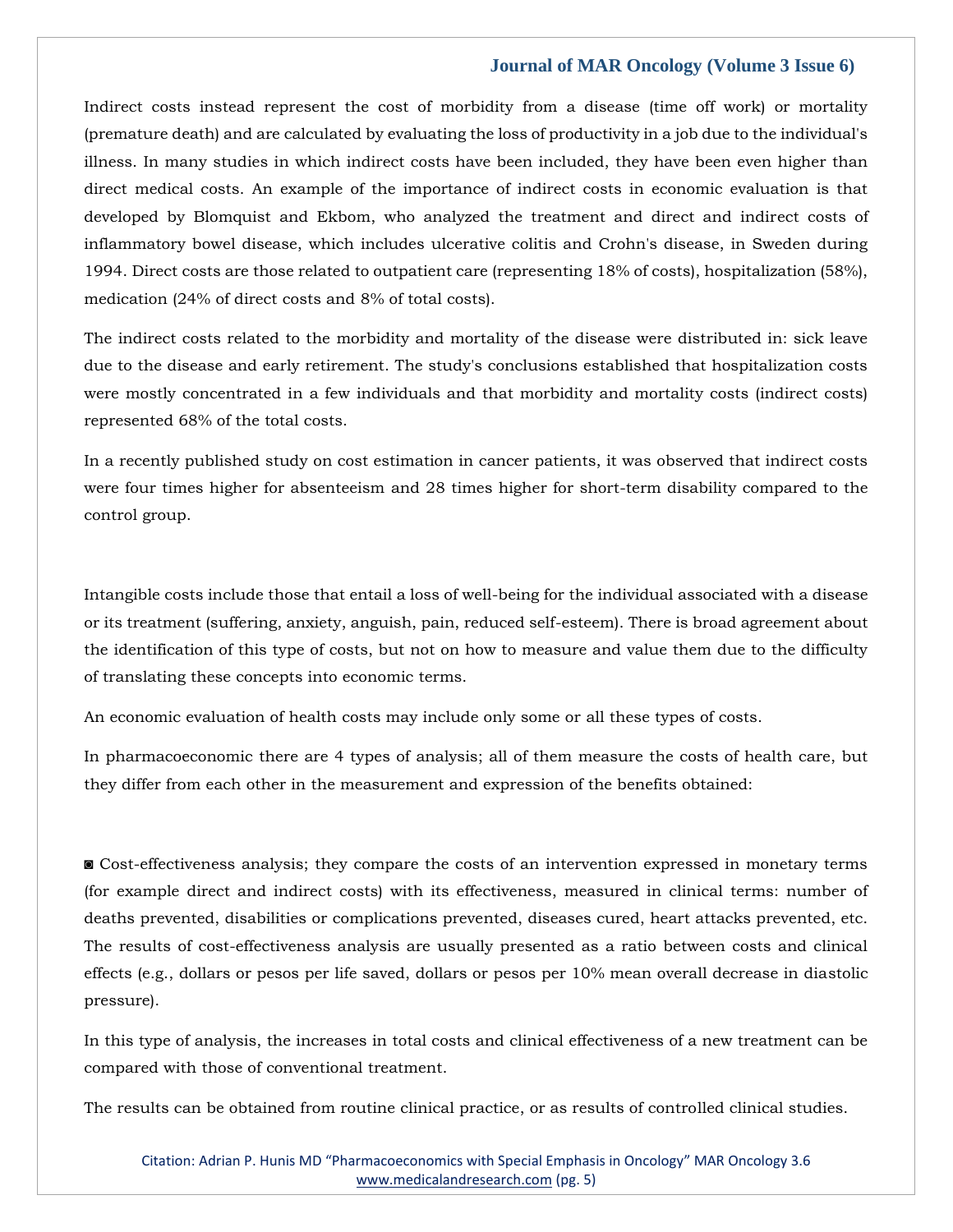Indirect costs instead represent the cost of morbidity from a disease (time off work) or mortality (premature death) and are calculated by evaluating the loss of productivity in a job due to the individual's illness. In many studies in which indirect costs have been included, they have been even higher than direct medical costs. An example of the importance of indirect costs in economic evaluation is that developed by Blomquist and Ekbom, who analyzed the treatment and direct and indirect costs of inflammatory bowel disease, which includes ulcerative colitis and Crohn's disease, in Sweden during 1994. Direct costs are those related to outpatient care (representing 18% of costs), hospitalization (58%), medication (24% of direct costs and 8% of total costs).

The indirect costs related to the morbidity and mortality of the disease were distributed in: sick leave due to the disease and early retirement. The study's conclusions established that hospitalization costs were mostly concentrated in a few individuals and that morbidity and mortality costs (indirect costs) represented 68% of the total costs.

In a recently published study on cost estimation in cancer patients, it was observed that indirect costs were four times higher for absenteeism and 28 times higher for short-term disability compared to the control group.

Intangible costs include those that entail a loss of well-being for the individual associated with a disease or its treatment (suffering, anxiety, anguish, pain, reduced self-esteem). There is broad agreement about the identification of this type of costs, but not on how to measure and value them due to the difficulty of translating these concepts into economic terms.

An economic evaluation of health costs may include only some or all these types of costs.

In pharmacoeconomic there are 4 types of analysis; all of them measure the costs of health care, but they differ from each other in the measurement and expression of the benefits obtained:

◙ Cost-effectiveness analysis; they compare the costs of an intervention expressed in monetary terms (for example direct and indirect costs) with its effectiveness, measured in clinical terms: number of deaths prevented, disabilities or complications prevented, diseases cured, heart attacks prevented, etc. The results of cost-effectiveness analysis are usually presented as a ratio between costs and clinical effects (e.g., dollars or pesos per life saved, dollars or pesos per 10% mean overall decrease in diastolic pressure).

In this type of analysis, the increases in total costs and clinical effectiveness of a new treatment can be compared with those of conventional treatment.

The results can be obtained from routine clinical practice, or as results of controlled clinical studies.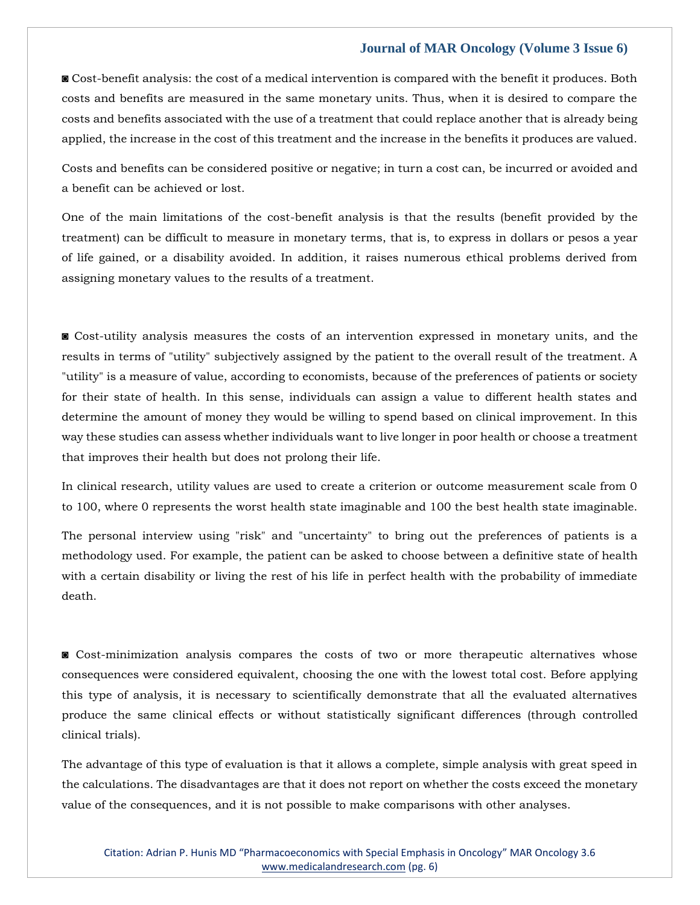◙ Cost-benefit analysis: the cost of a medical intervention is compared with the benefit it produces. Both costs and benefits are measured in the same monetary units. Thus, when it is desired to compare the costs and benefits associated with the use of a treatment that could replace another that is already being applied, the increase in the cost of this treatment and the increase in the benefits it produces are valued.

Costs and benefits can be considered positive or negative; in turn a cost can, be incurred or avoided and a benefit can be achieved or lost.

One of the main limitations of the cost-benefit analysis is that the results (benefit provided by the treatment) can be difficult to measure in monetary terms, that is, to express in dollars or pesos a year of life gained, or a disability avoided. In addition, it raises numerous ethical problems derived from assigning monetary values to the results of a treatment.

◙ Cost-utility analysis measures the costs of an intervention expressed in monetary units, and the results in terms of "utility" subjectively assigned by the patient to the overall result of the treatment. A "utility" is a measure of value, according to economists, because of the preferences of patients or society for their state of health. In this sense, individuals can assign a value to different health states and determine the amount of money they would be willing to spend based on clinical improvement. In this way these studies can assess whether individuals want to live longer in poor health or choose a treatment that improves their health but does not prolong their life.

In clinical research, utility values are used to create a criterion or outcome measurement scale from 0 to 100, where 0 represents the worst health state imaginable and 100 the best health state imaginable.

The personal interview using "risk" and "uncertainty" to bring out the preferences of patients is a methodology used. For example, the patient can be asked to choose between a definitive state of health with a certain disability or living the rest of his life in perfect health with the probability of immediate death.

◙ Cost-minimization analysis compares the costs of two or more therapeutic alternatives whose consequences were considered equivalent, choosing the one with the lowest total cost. Before applying this type of analysis, it is necessary to scientifically demonstrate that all the evaluated alternatives produce the same clinical effects or without statistically significant differences (through controlled clinical trials).

The advantage of this type of evaluation is that it allows a complete, simple analysis with great speed in the calculations. The disadvantages are that it does not report on whether the costs exceed the monetary value of the consequences, and it is not possible to make comparisons with other analyses.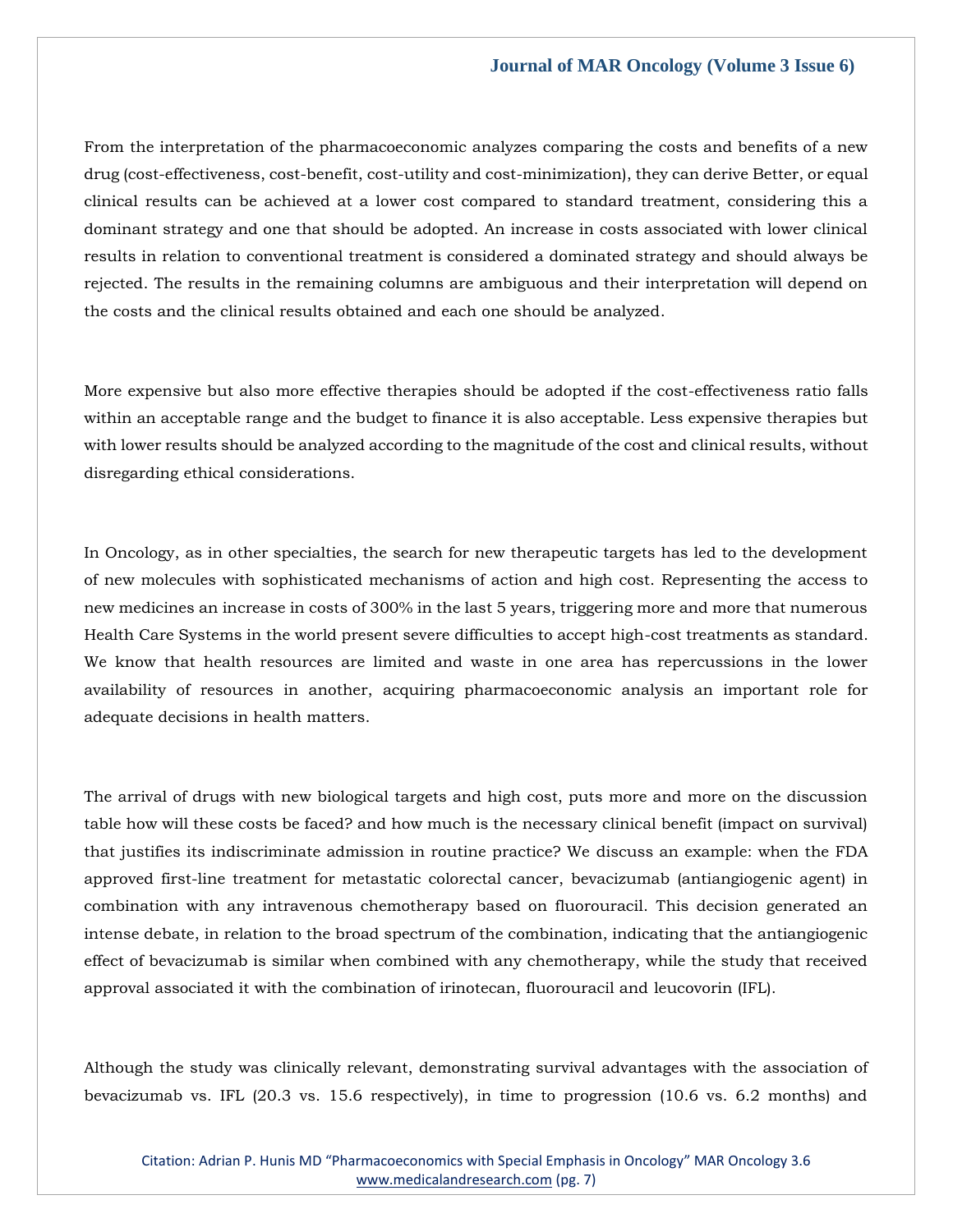From the interpretation of the pharmacoeconomic analyzes comparing the costs and benefits of a new drug (cost-effectiveness, cost-benefit, cost-utility and cost-minimization), they can derive Better, or equal clinical results can be achieved at a lower cost compared to standard treatment, considering this a dominant strategy and one that should be adopted. An increase in costs associated with lower clinical results in relation to conventional treatment is considered a dominated strategy and should always be rejected. The results in the remaining columns are ambiguous and their interpretation will depend on the costs and the clinical results obtained and each one should be analyzed.

More expensive but also more effective therapies should be adopted if the cost-effectiveness ratio falls within an acceptable range and the budget to finance it is also acceptable. Less expensive therapies but with lower results should be analyzed according to the magnitude of the cost and clinical results, without disregarding ethical considerations.

In Oncology, as in other specialties, the search for new therapeutic targets has led to the development of new molecules with sophisticated mechanisms of action and high cost. Representing the access to new medicines an increase in costs of 300% in the last 5 years, triggering more and more that numerous Health Care Systems in the world present severe difficulties to accept high-cost treatments as standard. We know that health resources are limited and waste in one area has repercussions in the lower availability of resources in another, acquiring pharmacoeconomic analysis an important role for adequate decisions in health matters.

The arrival of drugs with new biological targets and high cost, puts more and more on the discussion table how will these costs be faced? and how much is the necessary clinical benefit (impact on survival) that justifies its indiscriminate admission in routine practice? We discuss an example: when the FDA approved first-line treatment for metastatic colorectal cancer, bevacizumab (antiangiogenic agent) in combination with any intravenous chemotherapy based on fluorouracil. This decision generated an intense debate, in relation to the broad spectrum of the combination, indicating that the antiangiogenic effect of bevacizumab is similar when combined with any chemotherapy, while the study that received approval associated it with the combination of irinotecan, fluorouracil and leucovorin (IFL).

Although the study was clinically relevant, demonstrating survival advantages with the association of bevacizumab vs. IFL (20.3 vs. 15.6 respectively), in time to progression (10.6 vs. 6.2 months) and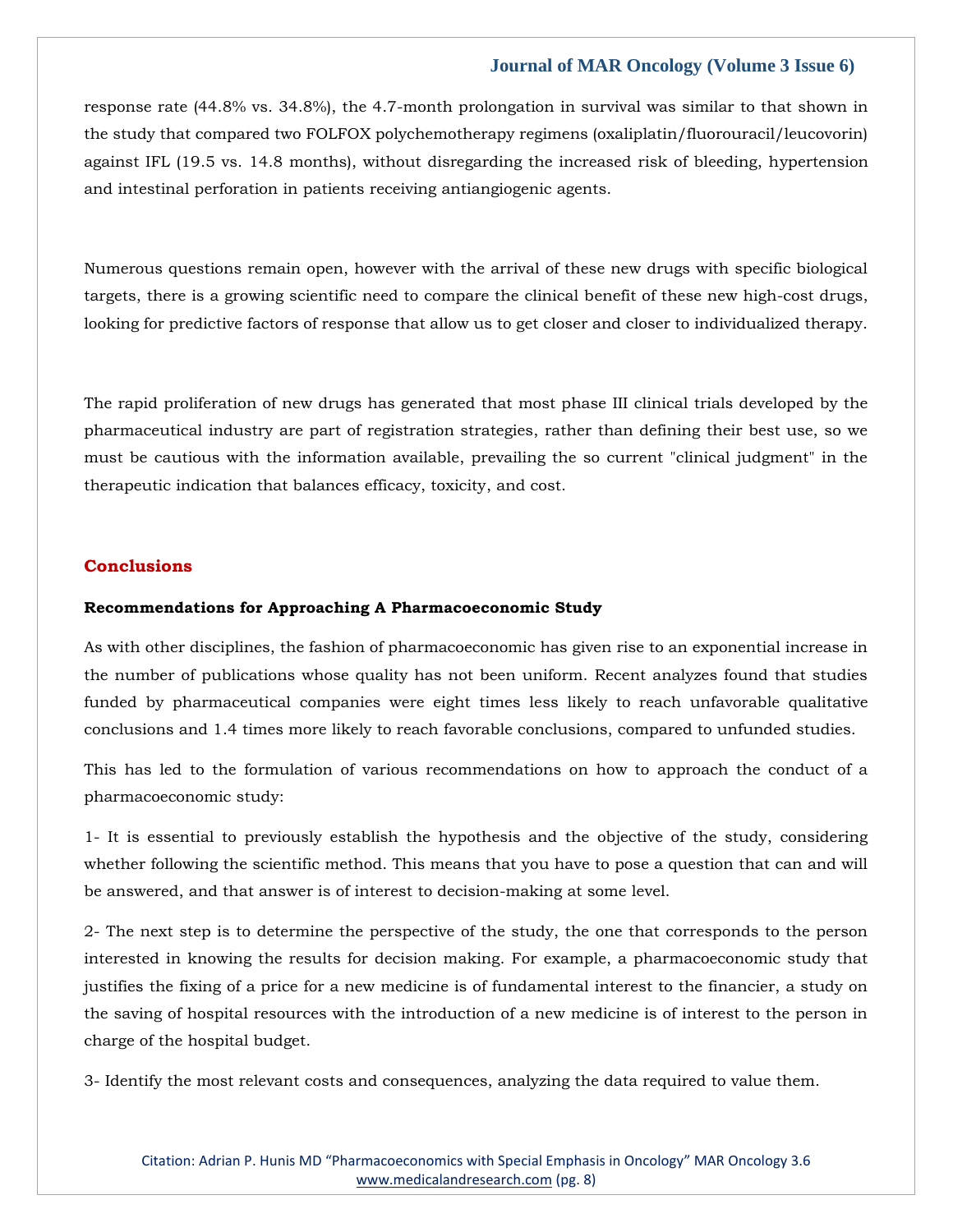response rate (44.8% vs. 34.8%), the 4.7-month prolongation in survival was similar to that shown in the study that compared two FOLFOX polychemotherapy regimens (oxaliplatin/fluorouracil/leucovorin) against IFL (19.5 vs. 14.8 months), without disregarding the increased risk of bleeding, hypertension and intestinal perforation in patients receiving antiangiogenic agents.

Numerous questions remain open, however with the arrival of these new drugs with specific biological targets, there is a growing scientific need to compare the clinical benefit of these new high-cost drugs, looking for predictive factors of response that allow us to get closer and closer to individualized therapy.

The rapid proliferation of new drugs has generated that most phase III clinical trials developed by the pharmaceutical industry are part of registration strategies, rather than defining their best use, so we must be cautious with the information available, prevailing the so current "clinical judgment" in the therapeutic indication that balances efficacy, toxicity, and cost.

## Conclusions

### Recommendations for Approaching A Pharmacoeconomic Study

As with other disciplines, the fashion of pharmacoeconomic has given rise to an exponential increase in the number of publications whose quality has not been uniform. Recent analyzes found that studies funded by pharmaceutical companies were eight times less likely to reach unfavorable qualitative conclusions and 1.4 times more likely to reach favorable conclusions, compared to unfunded studies.

This has led to the formulation of various recommendations on how to approach the conduct of a pharmacoeconomic study:

1- It is essential to previously establish the hypothesis and the objective of the study, considering whether following the scientific method. This means that you have to pose a question that can and will be answered, and that answer is of interest to decision-making at some level.

2- The next step is to determine the perspective of the study, the one that corresponds to the person interested in knowing the results for decision making. For example, a pharmacoeconomic study that justifies the fixing of a price for a new medicine is of fundamental interest to the financier, a study on the saving of hospital resources with the introduction of a new medicine is of interest to the person in charge of the hospital budget.

3- Identify the most relevant costs and consequences, analyzing the data required to value them.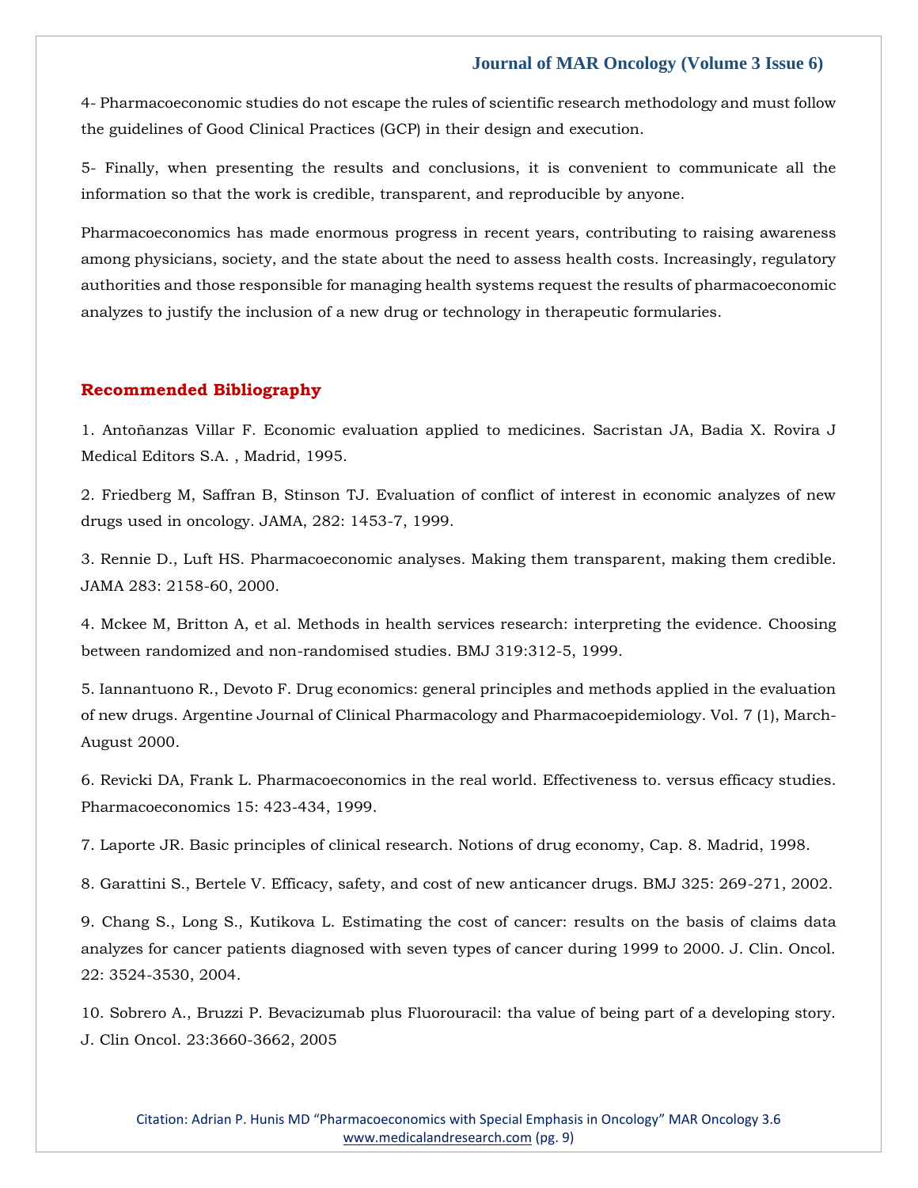4- Pharmacoeconomic studies do not escape the rules of scientific research methodology and must follow the guidelines of Good Clinical Practices (GCP) in their design and execution.

5- Finally, when presenting the results and conclusions, it is convenient to communicate all the information so that the work is credible, transparent, and reproducible by anyone.

Pharmacoeconomics has made enormous progress in recent years, contributing to raising awareness among physicians, society, and the state about the need to assess health costs. Increasingly, regulatory authorities and those responsible for managing health systems request the results of pharmacoeconomic analyzes to justify the inclusion of a new drug or technology in therapeutic formularies.

## Recommended Bibliography

1. Antoñanzas Villar F. Economic evaluation applied to medicines. Sacristan JA, Badia X. Rovira J Medical Editors S.A. , Madrid, 1995.

2. Friedberg M, Saffran B, Stinson TJ. Evaluation of conflict of interest in economic analyzes of new drugs used in oncology. JAMA, 282: 1453-7, 1999.

3. Rennie D., Luft HS. Pharmacoeconomic analyses. Making them transparent, making them credible. JAMA 283: 2158-60, 2000.

4. Mckee M, Britton A, et al. Methods in health services research: interpreting the evidence. Choosing between randomized and non-randomised studies. BMJ 319:312-5, 1999.

5. Iannantuono R., Devoto F. Drug economics: general principles and methods applied in the evaluation of new drugs. Argentine Journal of Clinical Pharmacology and Pharmacoepidemiology. Vol. 7 (1), March-August 2000.

6. Revicki DA, Frank L. Pharmacoeconomics in the real world. Effectiveness to. versus efficacy studies. Pharmacoeconomics 15: 423-434, 1999.

7. Laporte JR. Basic principles of clinical research. Notions of drug economy, Cap. 8. Madrid, 1998.

8. Garattini S., Bertele V. Efficacy, safety, and cost of new anticancer drugs. BMJ 325: 269-271, 2002.

9. Chang S., Long S., Kutikova L. Estimating the cost of cancer: results on the basis of claims data analyzes for cancer patients diagnosed with seven types of cancer during 1999 to 2000. J. Clin. Oncol. 22: 3524-3530, 2004.

10. Sobrero A., Bruzzi P. Bevacizumab plus Fluorouracil: tha value of being part of a developing story. J. Clin Oncol. 23:3660-3662, 2005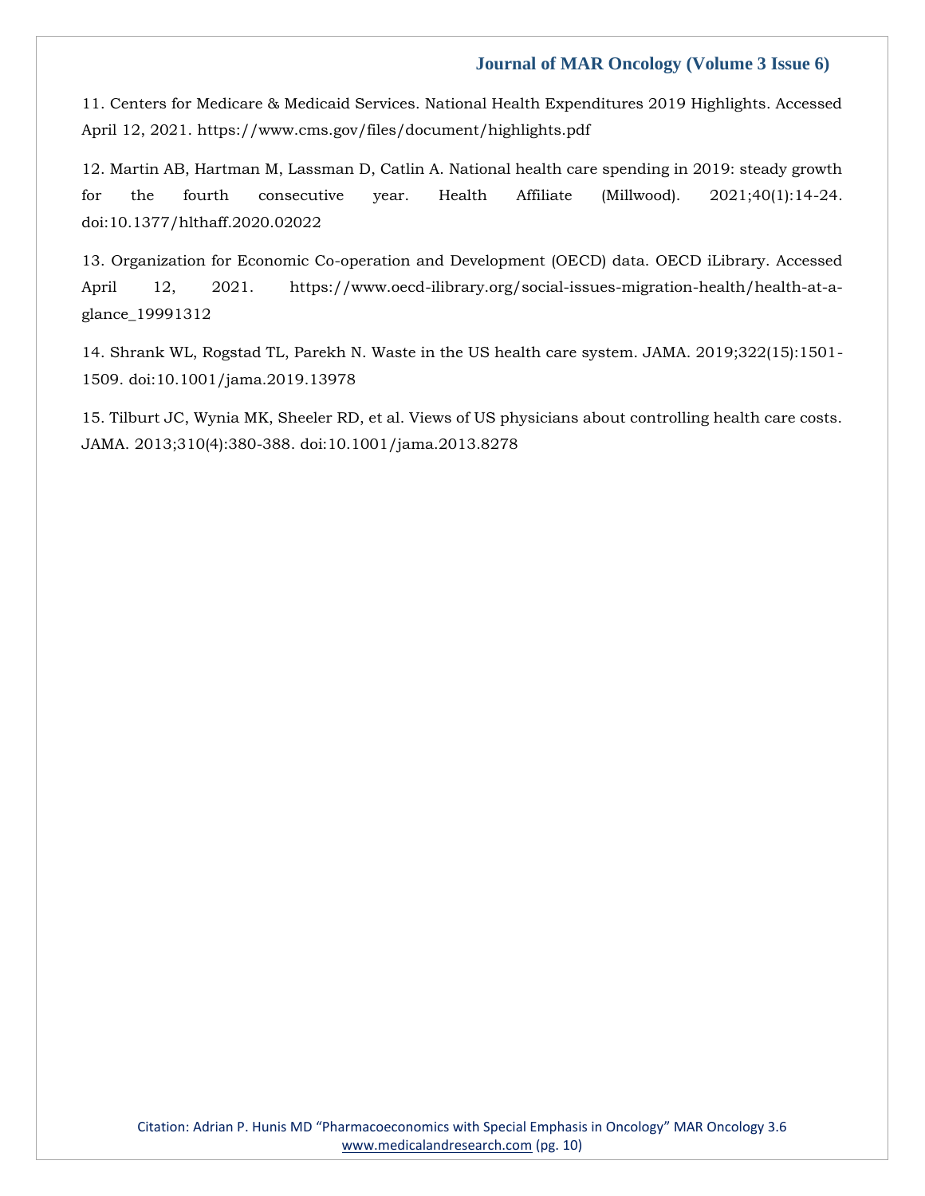11. Centers for Medicare & Medicaid Services. National Health Expenditures 2019 Highlights. Accessed April 12, 2021. https://www.cms.gov/files/document/highlights.pdf

12. Martin AB, Hartman M, Lassman D, Catlin A. National health care spending in 2019: steady growth for the fourth consecutive year. Health Affiliate (Millwood). 2021;40(1):14-24. doi:10.1377/hlthaff.2020.02022

13. Organization for Economic Co-operation and Development (OECD) data. OECD iLibrary. Accessed April 12, 2021. https://www.oecd-ilibrary.org/social-issues-migration-health/health-at-a-glance_19991312

14. Shrank WL, Rogstad TL, Parekh N. Waste in the US health care system. JAMA. 2019;322(15):1501-1509. doi:10.1001/jama.2019.13978

15. Tilburt JC, Wynia MK, Sheeler RD, et al. Views of US physicians about controlling health care costs. JAMA. 2013;310(4):380-388. doi:10.1001/jama.2013.8278